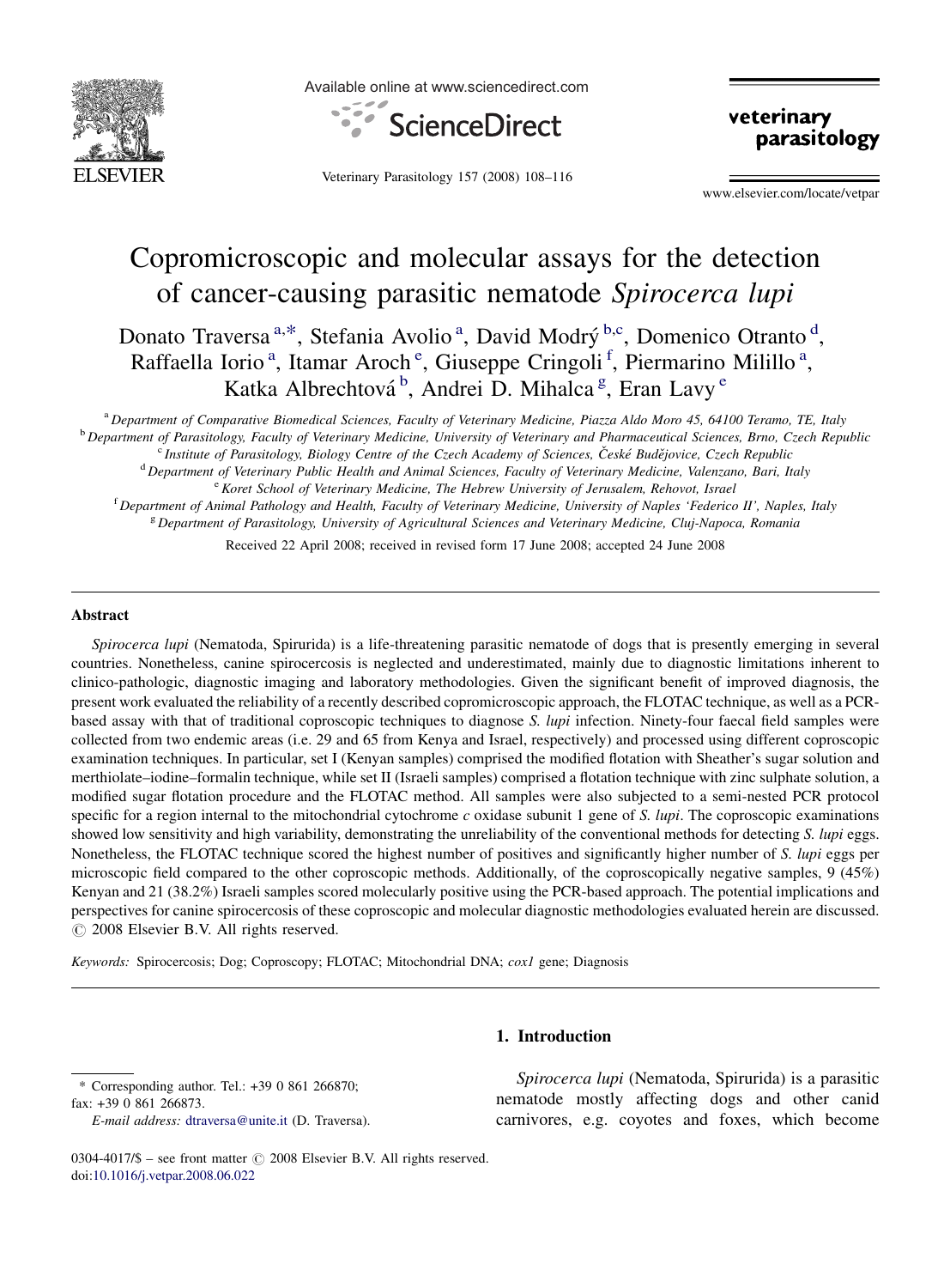# Copromicroscopic and molecular assays for the detection of cancer-causing parasitic nematode *Spirocerca lupi*

Donato Traversa [a,*], Stefania Avolio [a], David Modrý [b,c], Domenico Otranto [d], Raffaella Iorio [a], Itamar Aroch [e], Giuseppe Cringoli [f], Piermarino Milillo [a], Katka Albrechtová [b], Andrei D. Mihalca [g], Eran Lavy [e]

[a] Department of Comparative Biomedical Sciences, Faculty of Veterinary Medicine, Piazza Aldo Moro 45, 64100 Teramo, TE, Italy

[b] Department of Parasitology, Faculty of Veterinary Medicine, University of Veterinary and Pharmaceutical Sciences, Brno, Czech Republic

[c] Institute of Parasitology, Biology Centre of the Czech Academy of Sciences, České Budějovice, Czech Republic

[d] Department of Veterinary Public Health and Animal Sciences, Faculty of Veterinary Medicine, Valenzano, Bari, Italy

[e] Koret School of Veterinary Medicine, The Hebrew University of Jerusalem, Rehovot, Israel

[f] Department of Animal Pathology and Health, Faculty of Veterinary Medicine, University of Naples 'Federico II', Naples, Italy

[g] Department of Parasitology, University of Agricultural Sciences and Veterinary Medicine, Cluj-Napoca, Romania

Received 22 April 2008; received in revised form 17 June 2008; accepted 24 June 2008

## Abstract

*Spirocerca lupi* (Nematoda, Spirurida) is a life-threatening parasitic nematode of dogs that is presently emerging in several countries. Nonetheless, canine spirocercosis is neglected and underestimated, mainly due to diagnostic limitations inherent to clinico-pathologic, diagnostic imaging and laboratory methodologies. Given the significant benefit of improved diagnosis, the present work evaluated the reliability of a recently described copromicroscopic approach, the FLOTAC technique, as well as a PCR-based assay with that of traditional coproscopic techniques to diagnose *S. lupi* infection. Ninety-four faecal field samples were collected from two endemic areas (i.e. 29 and 65 from Kenya and Israel, respectively) and processed using different coproscopic examination techniques. In particular, set I (Kenyan samples) comprised the modified flotation with Sheather's sugar solution and merthiolate–iodine–formalin technique, while set II (Israeli samples) comprised a flotation technique with zinc sulphate solution, a modified sugar flotation procedure and the FLOTAC method. All samples were also subjected to a semi-nested PCR protocol specific for a region internal to the mitochondrial cytochrome *c* oxidase subunit 1 gene of *S. lupi*. The coproscopic examinations showed low sensitivity and high variability, demonstrating the unreliability of the conventional methods for detecting *S. lupi* eggs. Nonetheless, the FLOTAC technique scored the highest number of positives and significantly higher number of *S. lupi* eggs per microscopic field compared to the other coproscopic methods. Additionally, of the coproscopically negative samples, 9 (45%) Kenyan and 21 (38.2%) Israeli samples scored molecularly positive using the PCR-based approach. The potential implications and perspectives for canine spirocercosis of these coproscopic and molecular diagnostic methodologies evaluated herein are discussed.

© 2008 Elsevier B.V. All rights reserved.

*Keywords:* Spirocercosis; Dog; Coproscopy; FLOTAC; Mitochondrial DNA; *cox1* gene; Diagnosis

## 1. Introduction

*Spirocerca lupi* (Nematoda, Spirurida) is a parasitic nematode mostly affecting dogs and other canid carnivores, e.g. coyotes and foxes, which become

\* Corresponding author. Tel.: +39 0 861 266870; fax: +39 0 861 266873.
*E-mail address:* dtraversa@unite.it (D. Traversa).

0304-4017/$ – see front matter © 2008 Elsevier B.V. All rights reserved.
doi:10.1016/j.vetpar.2008.06.022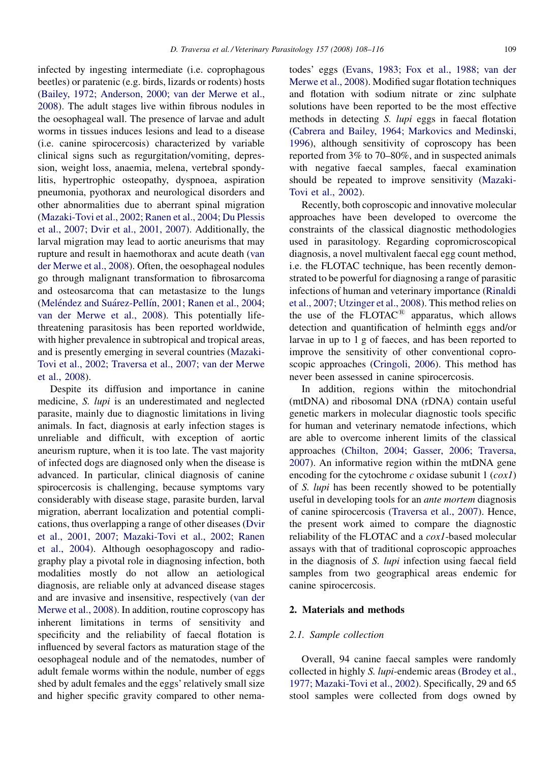infected by ingesting intermediate (i.e. coprophagous beetles) or paratenic (e.g. birds, lizards or rodents) hosts (Bailey, 1972; Anderson, 2000; van der Merwe et al., 2008). The adult stages live within fibrous nodules in the oesophageal wall. The presence of larvae and adult worms in tissues induces lesions and lead to a disease (i.e. canine spirocercosis) characterized by variable clinical signs such as regurgitation/vomiting, depression, weight loss, anaemia, melena, vertebral spondylitis, hypertrophic osteopathy, dyspnoea, aspiration pneumonia, pyothorax and neurological disorders and other abnormalities due to aberrant spinal migration (Mazaki-Tovi et al., 2002; Ranen et al., 2004; Du Plessis et al., 2007; Dvir et al., 2001, 2007). Additionally, the larval migration may lead to aortic aneurisms that may rupture and result in haemothorax and acute death (van der Merwe et al., 2008). Often, the oesophageal nodules go through malignant transformation to fibrosarcoma and osteosarcoma that can metastasize to the lungs (Meléndez and Suárez-Pellín, 2001; Ranen et al., 2004; van der Merwe et al., 2008). This potentially life-threatening parasitosis has been reported worldwide, with higher prevalence in subtropical and tropical areas, and is presently emerging in several countries (Mazaki-Tovi et al., 2002; Traversa et al., 2007; van der Merwe et al., 2008).

Despite its diffusion and importance in canine medicine, *S. lupi* is an underestimated and neglected parasite, mainly due to diagnostic limitations in living animals. In fact, diagnosis at early infection stages is unreliable and difficult, with exception of aortic aneurism rupture, when it is too late. The vast majority of infected dogs are diagnosed only when the disease is advanced. In particular, clinical diagnosis of canine spirocercosis is challenging, because symptoms vary considerably with disease stage, parasite burden, larval migration, aberrant localization and potential complications, thus overlapping a range of other diseases (Dvir et al., 2001, 2007; Mazaki-Tovi et al., 2002; Ranen et al., 2004). Although oesophagoscopy and radiography play a pivotal role in diagnosing infection, both modalities mostly do not allow an aetiological diagnosis, are reliable only at advanced disease stages and are invasive and insensitive, respectively (van der Merwe et al., 2008). In addition, routine coproscopy has inherent limitations in terms of sensitivity and specificity and the reliability of faecal flotation is influenced by several factors as maturation stage of the oesophageal nodule and of the nematodes, number of adult female worms within the nodule, number of eggs shed by adult females and the eggs' relatively small size and higher specific gravity compared to other nematodes' eggs (Evans, 1983; Fox et al., 1988; van der Merwe et al., 2008). Modified sugar flotation techniques and flotation with sodium nitrate or zinc sulphate solutions have been reported to be the most effective methods in detecting *S. lupi* eggs in faecal flotation (Cabrera and Bailey, 1964; Markovics and Medinski, 1996), although sensitivity of coproscopy has been reported from 3% to 70–80%, and in suspected animals with negative faecal samples, faecal examination should be repeated to improve sensitivity (Mazaki-Tovi et al., 2002).

Recently, both coproscopic and innovative molecular approaches have been developed to overcome the constraints of the classical diagnostic methodologies used in parasitology. Regarding copromicroscopical diagnosis, a novel multivalent faecal egg count method, i.e. the FLOTAC technique, has been recently demonstrated to be powerful for diagnosing a range of parasitic infections of human and veterinary importance (Rinaldi et al., 2007; Utzinger et al., 2008). This method relies on the use of the FLOTAC® apparatus, which allows detection and quantification of helminth eggs and/or larvae in up to 1 g of faeces, and has been reported to improve the sensitivity of other conventional coproscopic approaches (Cringoli, 2006). This method has never been assessed in canine spirocercosis.

In addition, regions within the mitochondrial (mtDNA) and ribosomal DNA (rDNA) contain useful genetic markers in molecular diagnostic tools specific for human and veterinary nematode infections, which are able to overcome inherent limits of the classical approaches (Chilton, 2004; Gasser, 2006; Traversa, 2007). An informative region within the mtDNA gene encoding for the cytochrome *c* oxidase subunit 1 (*cox1*) of *S. lupi* has been recently showed to be potentially useful in developing tools for an *ante mortem* diagnosis of canine spirocercosis (Traversa et al., 2007). Hence, the present work aimed to compare the diagnostic reliability of the FLOTAC and a *cox1*-based molecular assays with that of traditional coproscopic approaches in the diagnosis of *S. lupi* infection using faecal field samples from two geographical areas endemic for canine spirocercosis.

## 2. Materials and methods

### 2.1. Sample collection

Overall, 94 canine faecal samples were randomly collected in highly *S. lupi*-endemic areas (Brodey et al., 1977; Mazaki-Tovi et al., 2002). Specifically, 29 and 65 stool samples were collected from dogs owned by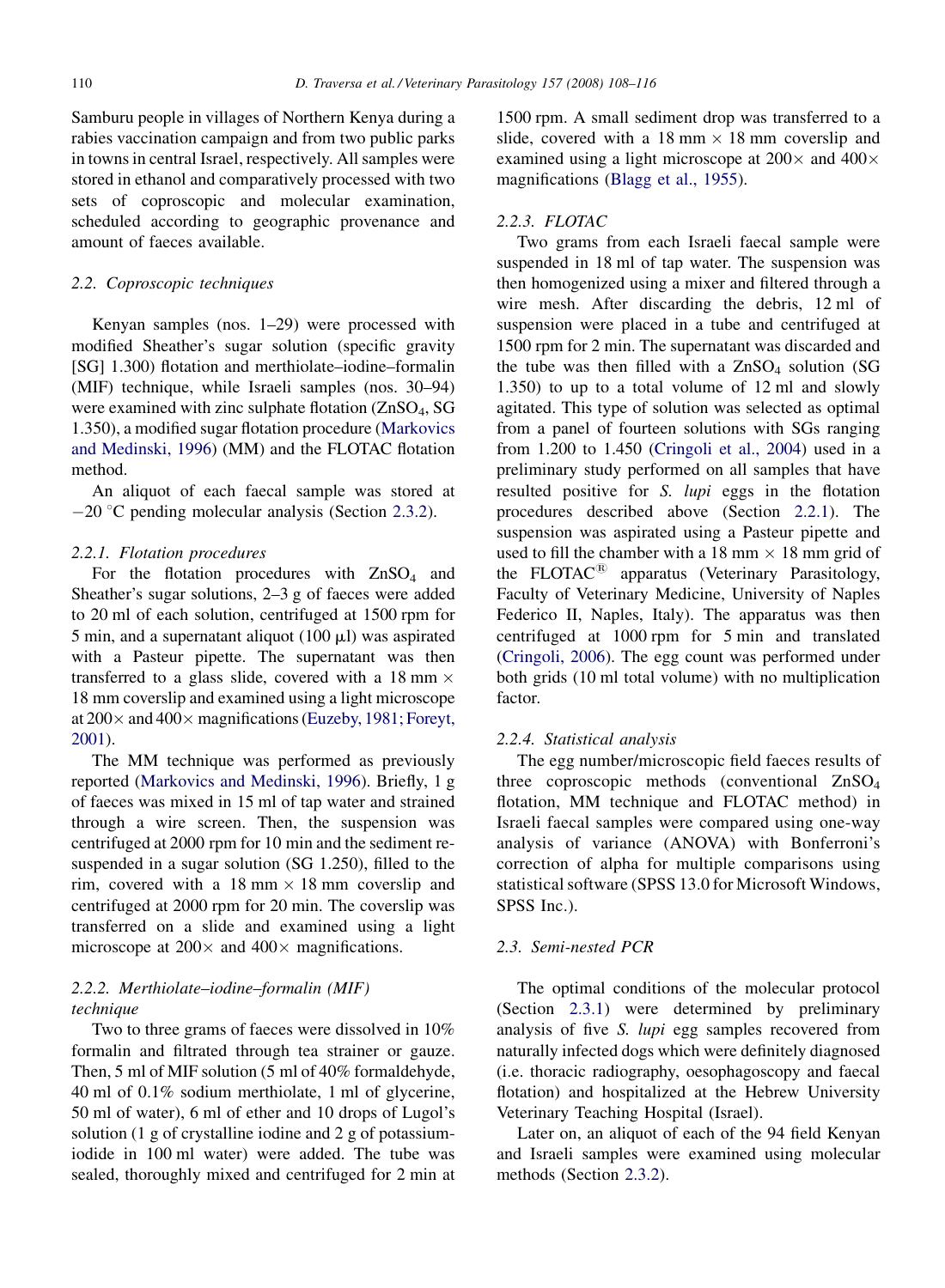Samburu people in villages of Northern Kenya during a rabies vaccination campaign and from two public parks in towns in central Israel, respectively. All samples were stored in ethanol and comparatively processed with two sets of coproscopic and molecular examination, scheduled according to geographic provenance and amount of faeces available.

## 2.2. Coproscopic techniques

Kenyan samples (nos. 1–29) were processed with modified Sheather's sugar solution (specific gravity [SG] 1.300) flotation and merthiolate–iodine–formalin (MIF) technique, while Israeli samples (nos. 30–94) were examined with zinc sulphate flotation ($ZnSO_4$, SG 1.350), a modified sugar flotation procedure (Markovics and Medinski, 1996) (MM) and the FLOTAC flotation method.

An aliquot of each faecal sample was stored at −20 °C pending molecular analysis (Section 2.3.2).

### 2.2.1. Flotation procedures

For the flotation procedures with $ZnSO_4$ and Sheather's sugar solutions, 2–3 g of faeces were added to 20 ml of each solution, centrifuged at 1500 rpm for 5 min, and a supernatant aliquot (100 μl) was aspirated with a Pasteur pipette. The supernatant was then transferred to a glass slide, covered with a 18 mm × 18 mm coverslip and examined using a light microscope at 200× and 400× magnifications (Euzeby, 1981; Foreyt, 2001).

The MM technique was performed as previously reported (Markovics and Medinski, 1996). Briefly, 1 g of faeces was mixed in 15 ml of tap water and strained through a wire screen. Then, the suspension was centrifuged at 2000 rpm for 10 min and the sediment re-suspended in a sugar solution (SG 1.250), filled to the rim, covered with a 18 mm × 18 mm coverslip and centrifuged at 2000 rpm for 20 min. The coverslip was transferred on a slide and examined using a light microscope at 200× and 400× magnifications.

### 2.2.2. Merthiolate–iodine–formalin (MIF) technique

Two to three grams of faeces were dissolved in 10% formalin and filtrated through tea strainer or gauze. Then, 5 ml of MIF solution (5 ml of 40% formaldehyde, 40 ml of 0.1% sodium merthiolate, 1 ml of glycerine, 50 ml of water), 6 ml of ether and 10 drops of Lugol's solution (1 g of crystalline iodine and 2 g of potassium-iodide in 100 ml water) were added. The tube was sealed, thoroughly mixed and centrifuged for 2 min at 1500 rpm. A small sediment drop was transferred to a slide, covered with a 18 mm × 18 mm coverslip and examined using a light microscope at 200× and 400× magnifications (Blagg et al., 1955).

### 2.2.3. FLOTAC

Two grams from each Israeli faecal sample were suspended in 18 ml of tap water. The suspension was then homogenized using a mixer and filtered through a wire mesh. After discarding the debris, 12 ml of suspension were placed in a tube and centrifuged at 1500 rpm for 2 min. The supernatant was discarded and the tube was then filled with a $ZnSO_4$ solution (SG 1.350) to up to a total volume of 12 ml and slowly agitated. This type of solution was selected as optimal from a panel of fourteen solutions with SGs ranging from 1.200 to 1.450 (Cringoli et al., 2004) used in a preliminary study performed on all samples that have resulted positive for *S. lupi* eggs in the flotation procedures described above (Section 2.2.1). The suspension was aspirated using a Pasteur pipette and used to fill the chamber with a 18 mm × 18 mm grid of the FLOTAC® apparatus (Veterinary Parasitology, Faculty of Veterinary Medicine, University of Naples Federico II, Naples, Italy). The apparatus was then centrifuged at 1000 rpm for 5 min and translated (Cringoli, 2006). The egg count was performed under both grids (10 ml total volume) with no multiplication factor.

### 2.2.4. Statistical analysis

The egg number/microscopic field faeces results of three coproscopic methods (conventional $ZnSO_4$ flotation, MM technique and FLOTAC method) in Israeli faecal samples were compared using one-way analysis of variance (ANOVA) with Bonferroni's correction of alpha for multiple comparisons using statistical software (SPSS 13.0 for Microsoft Windows, SPSS Inc.).

## 2.3. Semi-nested PCR

The optimal conditions of the molecular protocol (Section 2.3.1) were determined by preliminary analysis of five *S. lupi* egg samples recovered from naturally infected dogs which were definitely diagnosed (i.e. thoracic radiography, oesophagoscopy and faecal flotation) and hospitalized at the Hebrew University Veterinary Teaching Hospital (Israel).

Later on, an aliquot of each of the 94 field Kenyan and Israeli samples were examined using molecular methods (Section 2.3.2).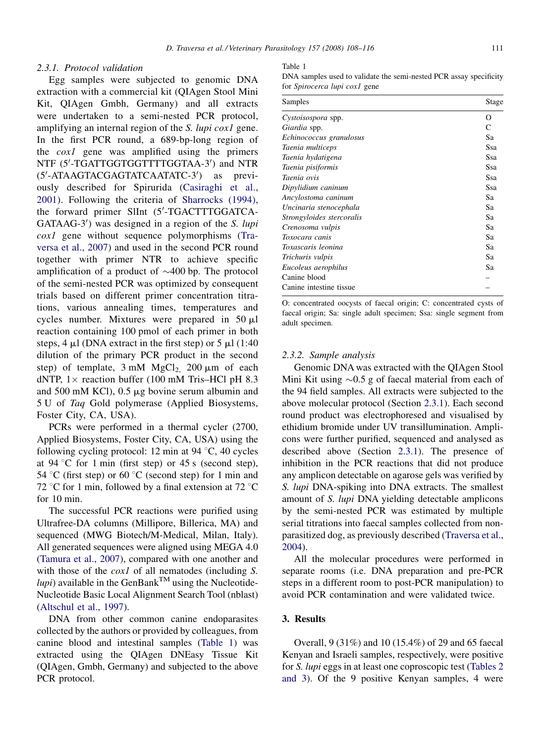#### 2.3.1. Protocol validation

Egg samples were subjected to genomic DNA extraction with a commercial kit (QIAgen Stool Mini Kit, QIAgen Gmbh, Germany) and all extracts were undertaken to a semi-nested PCR protocol, amplifying an internal region of the *S. lupi cox1* gene. In the first PCR round, a 689-bp-long region of the *cox1* gene was amplified using the primers NTF (5′-TGATTGGTGGTTTTGGTAA-3′) and NTR (5′-ATAAGTACGAGTATCAATATC-3′) as previously described for Spirurida (Casiraghi et al., 2001). Following the criteria of Sharrocks (1994), the forward primer SlInt (5′-TGACTTTGGATCA-GATAAG-3′) was designed in a region of the *S. lupi cox1* gene without sequence polymorphisms (Traversa et al., 2007) and used in the second PCR round together with primer NTR to achieve specific amplification of a product of ~400 bp. The protocol of the semi-nested PCR was optimized by consequent trials based on different primer concentration titrations, various annealing times, temperatures and cycles number. Mixtures were prepared in 50 μl reaction containing 100 pmol of each primer in both steps, 4 μl (DNA extract in the first step) or 5 μl (1:40 dilution of the primary PCR product in the second step) of template, 3 mM $MgCl_2$, 200 μm of each dNTP, 1× reaction buffer (100 mM Tris–HCl pH 8.3 and 500 mM KCl), 0.5 μg bovine serum albumin and 5 U of *Taq* Gold polymerase (Applied Biosystems, Foster City, CA, USA).

PCRs were performed in a thermal cycler (2700, Applied Biosystems, Foster City, CA, USA) using the following cycling protocol: 12 min at 94 °C, 40 cycles at 94 °C for 1 min (first step) or 45 s (second step), 54 °C (first step) or 60 °C (second step) for 1 min and 72 °C for 1 min, followed by a final extension at 72 °C for 10 min.

The successful PCR reactions were purified using Ultrafree-DA columns (Millipore, Billerica, MA) and sequenced (MWG Biotech/M-Medical, Milan, Italy). All generated sequences were aligned using MEGA 4.0 (Tamura et al., 2007), compared with one another and with those of the *cox1* of all nematodes (including *S. lupi*) available in the GenBank™ using the Nucleotide-Nucleotide Basic Local Alignment Search Tool (nblast) (Altschul et al., 1997).

DNA from other common canine endoparasites collected by the authors or provided by colleagues, from canine blood and intestinal samples (Table 1) was extracted using the QIAgen DNEasy Tissue Kit (QIAgen, Gmbh, Germany) and subjected to the above PCR protocol.

Table 1
DNA samples used to validate the semi-nested PCR assay specificity for *Spirocerca lupi cox1* gene

| Samples | Stage |
|---|---|
| *Cystoisospora* spp. | O |
| *Giardia* spp. | C |
| *Echinococcus granulosus* | Sa |
| *Taenia multiceps* | Ssa |
| *Taenia hydatigena* | Ssa |
| *Taenia pisiformis* | Ssa |
| *Taenia ovis* | Ssa |
| *Dipylidium caninum* | Ssa |
| *Ancylostoma caninum* | Sa |
| *Uncinaria stenocephala* | Sa |
| *Strongyloides stercoralis* | Sa |
| *Crenosoma vulpis* | Sa |
| *Toxocara canis* | Sa |
| *Toxascaris leonina* | Sa |
| *Trichuris vulpis* | Sa |
| *Eucoleus aerophilus* | Sa |
| Canine blood | – |
| Canine intestine tissue | – |

O: concentrated oocysts of faecal origin; C: concentrated cysts of faecal origin; Sa: single adult specimen; Ssa: single segment from adult specimen.

#### 2.3.2. Sample analysis

Genomic DNA was extracted with the QIAgen Stool Mini Kit using ~0.5 g of faecal material from each of the 94 field samples. All extracts were subjected to the above molecular protocol (Section 2.3.1). Each second round product was electrophoresed and visualised by ethidium bromide under UV transillumination. Amplicons were further purified, sequenced and analysed as described above (Section 2.3.1). The presence of inhibition in the PCR reactions that did not produce any amplicon detectable on agarose gels was verified by *S. lupi* DNA-spiking into DNA extracts. The smallest amount of *S. lupi* DNA yielding detectable amplicons by the semi-nested PCR was estimated by multiple serial titrations into faecal samples collected from non-parasitized dog, as previously described (Traversa et al., 2004).

All the molecular procedures were performed in separate rooms (i.e. DNA preparation and pre-PCR steps in a different room to post-PCR manipulation) to avoid PCR contamination and were validated twice.

## 3. Results

Overall, 9 (31%) and 10 (15.4%) of 29 and 65 faecal Kenyan and Israeli samples, respectively, were positive for *S. lupi* eggs in at least one coproscopic test (Tables 2 and 3). Of the 9 positive Kenyan samples, 4 were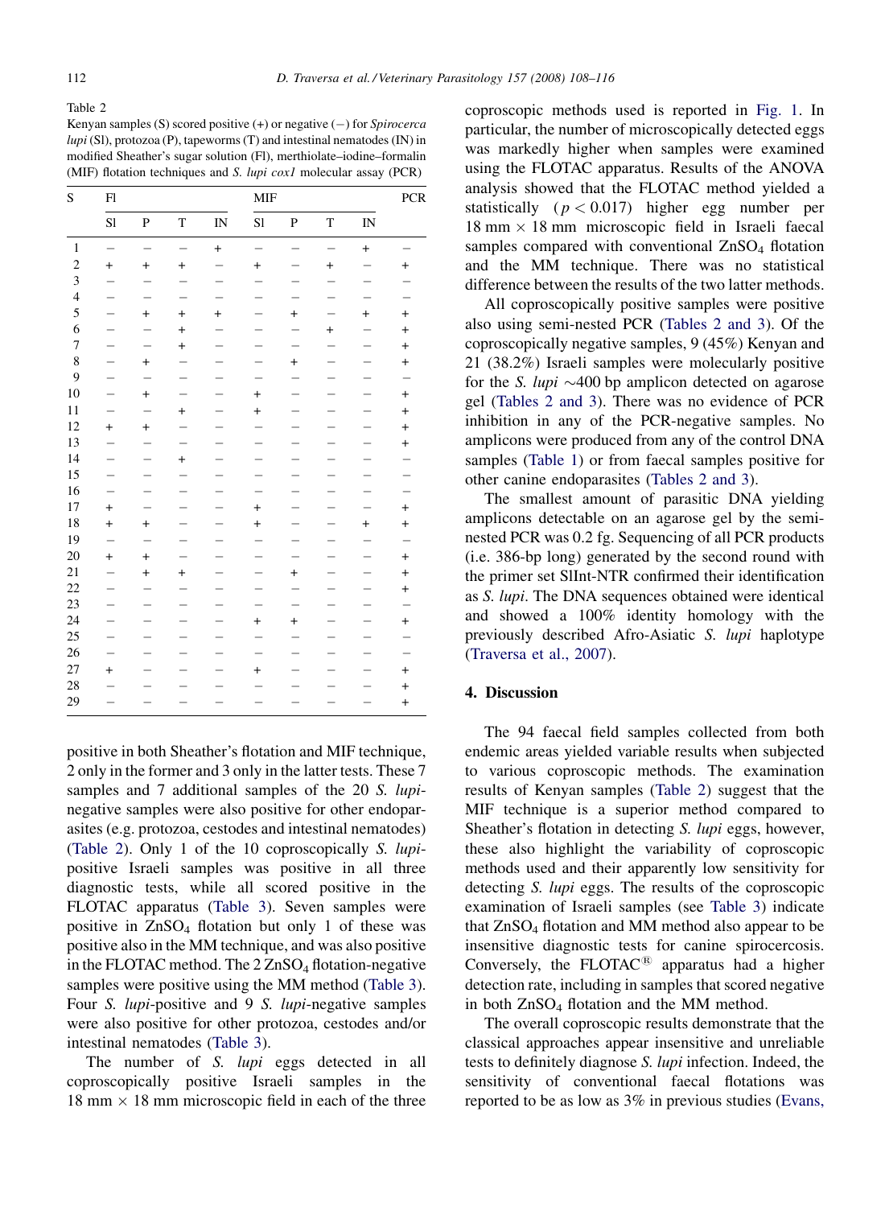Table 2

Kenyan samples (S) scored positive (+) or negative (−) for *Spirocerca lupi* (Sl), protozoa (P), tapeworms (T) and intestinal nematodes (IN) in modified Sheather's sugar solution (Fl), merthiolate–iodine–formalin (MIF) flotation techniques and *S. lupi cox1* molecular assay (PCR)

| S | Fl | | | | MIF | | | | PCR |
|---|---|---|---|---|---|---|---|---|---|
| | Sl | P | T | IN | Sl | P | T | IN | |
| 1 | − | − | − | + | − | − | − | + | − |
| 2 | + | + | + | − | + | − | + | − | + |
| 3 | − | − | − | − | − | − | − | − | − |
| 4 | − | − | − | − | − | − | − | − | − |
| 5 | − | + | + | + | − | + | − | + | + |
| 6 | − | − | + | − | − | − | + | − | + |
| 7 | − | − | + | − | − | − | − | − | + |
| 8 | − | + | − | − | − | + | − | − | + |
| 9 | − | − | − | − | − | − | − | − | − |
| 10 | − | + | − | − | + | − | − | − | + |
| 11 | − | − | + | − | + | − | − | − | + |
| 12 | + | + | − | − | − | − | − | − | + |
| 13 | − | − | − | − | − | − | − | − | + |
| 14 | − | − | + | − | − | − | − | − | − |
| 15 | − | − | − | − | − | − | − | − | − |
| 16 | − | − | − | − | − | − | − | − | − |
| 17 | + | − | − | − | + | − | − | − | + |
| 18 | + | + | − | − | + | − | − | + | + |
| 19 | − | − | − | − | − | − | − | − | − |
| 20 | + | + | − | − | − | − | − | − | + |
| 21 | − | + | + | − | − | + | − | − | + |
| 22 | − | − | − | − | − | − | − | − | + |
| 23 | − | − | − | − | − | − | − | − | − |
| 24 | − | − | − | − | + | + | − | − | + |
| 25 | − | − | − | − | − | − | − | − | − |
| 26 | − | − | − | − | − | − | − | − | − |
| 27 | + | − | − | − | + | − | − | − | + |
| 28 | − | − | − | − | − | − | − | − | + |
| 29 | − | − | − | − | − | − | − | − | + |

positive in both Sheather's flotation and MIF technique, 2 only in the former and 3 only in the latter tests. These 7 samples and 7 additional samples of the 20 *S. lupi*-negative samples were also positive for other endoparasites (e.g. protozoa, cestodes and intestinal nematodes) (Table 2). Only 1 of the 10 coproscopically *S. lupi*-positive Israeli samples was positive in all three diagnostic tests, while all scored positive in the FLOTAC apparatus (Table 3). Seven samples were positive in $ZnSO_4$ flotation but only 1 of these was positive also in the MM technique, and was also positive in the FLOTAC method. The 2 $ZnSO_4$ flotation-negative samples were positive using the MM method (Table 3). Four *S. lupi*-positive and 9 *S. lupi*-negative samples were also positive for other protozoa, cestodes and/or intestinal nematodes (Table 3).

The number of *S. lupi* eggs detected in all coproscopically positive Israeli samples in the 18 mm × 18 mm microscopic field in each of the three coproscopic methods used is reported in Fig. 1. In particular, the number of microscopically detected eggs was markedly higher when samples were examined using the FLOTAC apparatus. Results of the ANOVA analysis showed that the FLOTAC method yielded a statistically ($p < 0.017$) higher egg number per 18 mm × 18 mm microscopic field in Israeli faecal samples compared with conventional $ZnSO_4$ flotation and the MM technique. There was no statistical difference between the results of the two latter methods.

All coproscopically positive samples were positive also using semi-nested PCR (Tables 2 and 3). Of the coproscopically negative samples, 9 (45%) Kenyan and 21 (38.2%) Israeli samples were molecularly positive for the *S. lupi* ∼400 bp amplicon detected on agarose gel (Tables 2 and 3). There was no evidence of PCR inhibition in any of the PCR-negative samples. No amplicons were produced from any of the control DNA samples (Table 1) or from faecal samples positive for other canine endoparasites (Tables 2 and 3).

The smallest amount of parasitic DNA yielding amplicons detectable on an agarose gel by the semi-nested PCR was 0.2 fg. Sequencing of all PCR products (i.e. 386-bp long) generated by the second round with the primer set SlInt-NTR confirmed their identification as *S. lupi*. The DNA sequences obtained were identical and showed a 100% identity homology with the previously described Afro-Asiatic *S. lupi* haplotype (Traversa et al., 2007).

## 4. Discussion

The 94 faecal field samples collected from both endemic areas yielded variable results when subjected to various coproscopic methods. The examination results of Kenyan samples (Table 2) suggest that the MIF technique is a superior method compared to Sheather's flotation in detecting *S. lupi* eggs, however, these also highlight the variability of coproscopic methods used and their apparently low sensitivity for detecting *S. lupi* eggs. The results of the coproscopic examination of Israeli samples (see Table 3) indicate that $ZnSO_4$ flotation and MM method also appear to be insensitive diagnostic tests for canine spirocercosis. Conversely, the FLOTAC® apparatus had a higher detection rate, including in samples that scored negative in both $ZnSO_4$ flotation and the MM method.

The overall coproscopic results demonstrate that the classical approaches appear insensitive and unreliable tests to definitely diagnose *S. lupi* infection. Indeed, the sensitivity of conventional faecal flotations was reported to be as low as 3% in previous studies (Evans,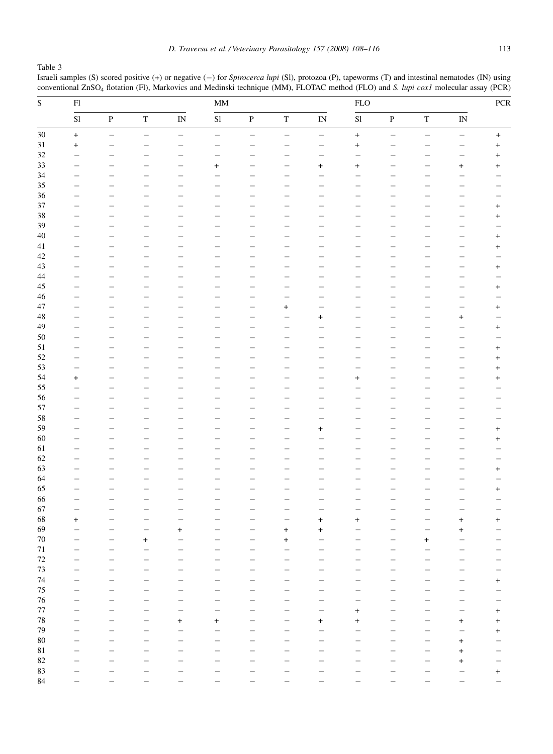Table 3

Israeli samples (S) scored positive (+) or negative (−) for *Spirocerca lupi* (Sl), protozoa (P), tapeworms (T) and intestinal nematodes (IN) using conventional $ZnSO_4$ flotation (Fl), Markovics and Medinski technique (MM), FLOTAC method (FLO) and *S. lupi cox1* molecular assay (PCR)

| S | Fl | | | | MM | | | | FLO | | | | PCR |
|---|---|---|---|---|---|---|---|---|---|---|---|---|---|
| | Sl | P | T | IN | Sl | P | T | IN | Sl | P | T | IN | |
| 30 | + | − | − | − | − | − | − | − | + | − | − | − | + |
| 31 | + | − | − | − | − | − | − | − | + | − | − | − | + |
| 32 | − | − | − | − | − | − | − | − | − | − | − | − | + |
| 33 | − | − | − | − | + | − | − | + | + | − | − | + | + |
| 34 | − | − | − | − | − | − | − | − | − | − | − | − | − |
| 35 | − | − | − | − | − | − | − | − | − | − | − | − | − |
| 36 | − | − | − | − | − | − | − | − | − | − | − | − | − |
| 37 | − | − | − | − | − | − | − | − | − | − | − | − | + |
| 38 | − | − | − | − | − | − | − | − | − | − | − | − | + |
| 39 | − | − | − | − | − | − | − | − | − | − | − | − | − |
| 40 | − | − | − | − | − | − | − | − | − | − | − | − | + |
| 41 | − | − | − | − | − | − | − | − | − | − | − | − | + |
| 42 | − | − | − | − | − | − | − | − | − | − | − | − | − |
| 43 | − | − | − | − | − | − | − | − | − | − | − | − | + |
| 44 | − | − | − | − | − | − | − | − | − | − | − | − | − |
| 45 | − | − | − | − | − | − | − | − | − | − | − | − | + |
| 46 | − | − | − | − | − | − | − | − | − | − | − | − | − |
| 47 | − | − | − | − | − | − | + | − | − | − | − | − | + |
| 48 | − | − | − | − | − | − | − | + | − | − | − | + | − |
| 49 | − | − | − | − | − | − | − | − | − | − | − | − | + |
| 50 | − | − | − | − | − | − | − | − | − | − | − | − | − |
| 51 | − | − | − | − | − | − | − | − | − | − | − | − | + |
| 52 | − | − | − | − | − | − | − | − | − | − | − | − | + |
| 53 | − | − | − | − | − | − | − | − | − | − | − | − | + |
| 54 | + | − | − | − | − | − | − | − | + | − | − | − | + |
| 55 | − | − | − | − | − | − | − | − | − | − | − | − | − |
| 56 | − | − | − | − | − | − | − | − | − | − | − | − | − |
| 57 | − | − | − | − | − | − | − | − | − | − | − | − | − |
| 58 | − | − | − | − | − | − | − | − | − | − | − | − | − |
| 59 | − | − | − | − | − | − | − | + | − | − | − | − | + |
| 60 | − | − | − | − | − | − | − | − | − | − | − | − | + |
| 61 | − | − | − | − | − | − | − | − | − | − | − | − | − |
| 62 | − | − | − | − | − | − | − | − | − | − | − | − | − |
| 63 | − | − | − | − | − | − | − | − | − | − | − | − | + |
| 64 | − | − | − | − | − | − | − | − | − | − | − | − | − |
| 65 | − | − | − | − | − | − | − | − | − | − | − | − | + |
| 66 | − | − | − | − | − | − | − | − | − | − | − | − | − |
| 67 | − | − | − | − | − | − | − | − | − | − | − | − | − |
| 68 | + | − | − | − | − | − | − | + | + | − | − | + | + |
| 69 | − | − | − | + | − | − | + | + | − | − | − | + | − |
| 70 | − | − | + | − | − | − | + | − | − | − | + | − | − |
| 71 | − | − | − | − | − | − | − | − | − | − | − | − | − |
| 72 | − | − | − | − | − | − | − | − | − | − | − | − | − |
| 73 | − | − | − | − | − | − | − | − | − | − | − | − | − |
| 74 | − | − | − | − | − | − | − | − | − | − | − | − | + |
| 75 | − | − | − | − | − | − | − | − | − | − | − | − | − |
| 76 | − | − | − | − | − | − | − | − | − | − | − | − | − |
| 77 | − | − | − | − | − | − | − | − | + | − | − | − | + |
| 78 | − | − | − | + | + | − | − | + | + | − | − | + | + |
| 79 | − | − | − | − | − | − | − | − | − | − | − | − | + |
| 80 | − | − | − | − | − | − | − | − | − | − | − | + | − |
| 81 | − | − | − | − | − | − | − | − | − | − | − | + | − |
| 82 | − | − | − | − | − | − | − | − | − | − | − | + | − |
| 83 | − | − | − | − | − | − | − | − | − | − | − | − | + |
| 84 | − | − | − | − | − | − | − | − | − | − | − | − | − |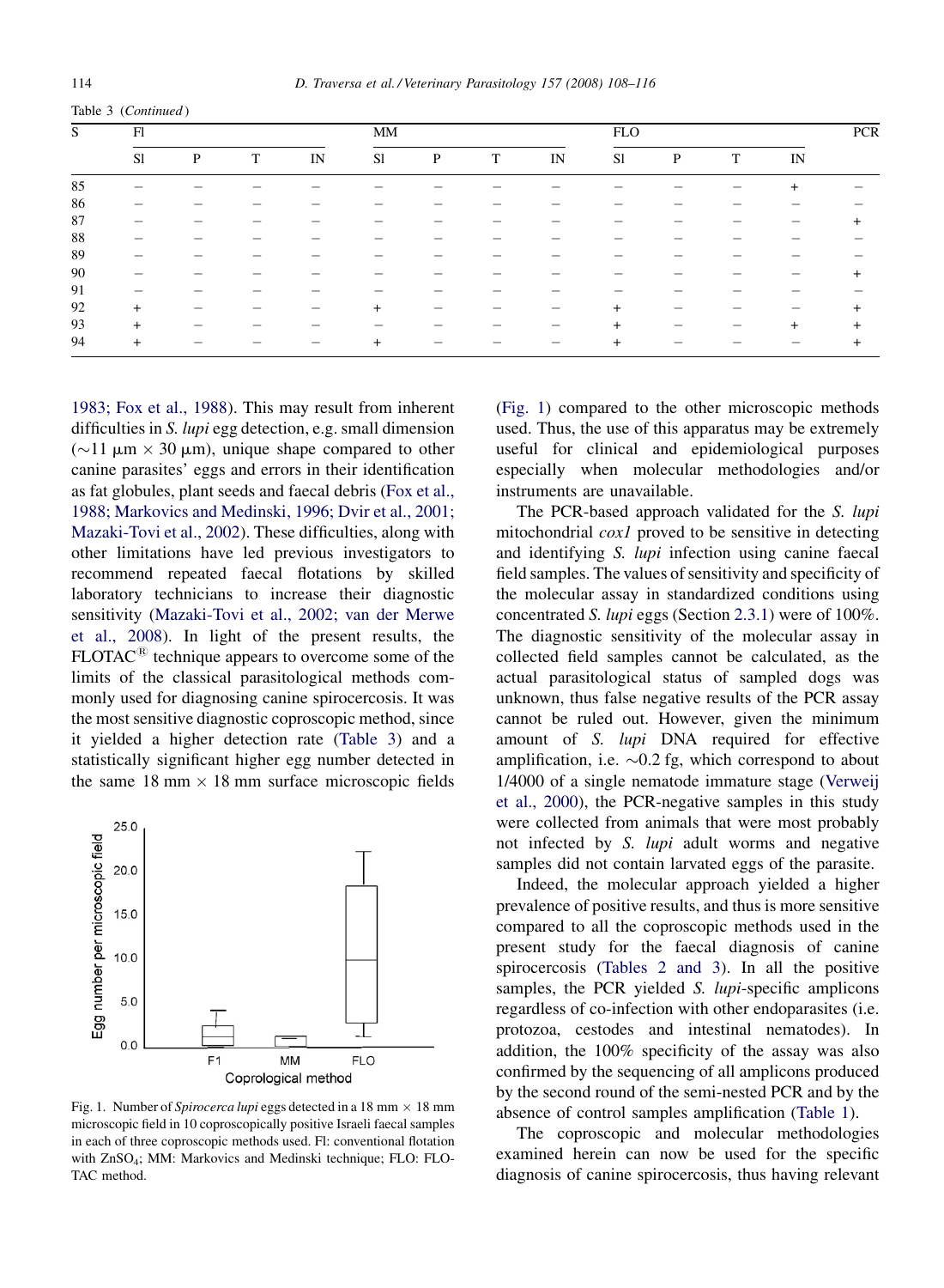Table 3 (*Continued*)

| S | Fl | | | | MM | | | | FLO | | | | PCR |
|---|---|---|---|---|---|---|---|---|---|---|---|---|---|
| | Sl | P | T | IN | Sl | P | T | IN | Sl | P | T | IN | |
| 85 | – | – | – | – | – | – | – | – | – | – | – | + | – |
| 86 | – | – | – | – | – | – | – | – | – | – | – | – | – |
| 87 | – | – | – | – | – | – | – | – | – | – | – | – | + |
| 88 | – | – | – | – | – | – | – | – | – | – | – | – | – |
| 89 | – | – | – | – | – | – | – | – | – | – | – | – | – |
| 90 | – | – | – | – | – | – | – | – | – | – | – | – | + |
| 91 | – | – | – | – | – | – | – | – | – | – | – | – | – |
| 92 | + | – | – | – | + | – | – | – | + | – | – | – | + |
| 93 | + | – | – | – | – | – | – | – | + | – | – | + | + |
| 94 | + | – | – | – | + | – | – | – | + | – | – | – | + |

1983; Fox et al., 1988). This may result from inherent difficulties in *S. lupi* egg detection, e.g. small dimension ($\sim$11 $\mu$m $\times$ 30 $\mu$m), unique shape compared to other canine parasites' eggs and errors in their identification as fat globules, plant seeds and faecal debris (Fox et al., 1988; Markovics and Medinski, 1996; Dvir et al., 2001; Mazaki-Tovi et al., 2002). These difficulties, along with other limitations have led previous investigators to recommend repeated faecal flotations by skilled laboratory technicians to increase their diagnostic sensitivity (Mazaki-Tovi et al., 2002; van der Merwe et al., 2008). In light of the present results, the FLOTAC® technique appears to overcome some of the limits of the classical parasitological methods commonly used for diagnosing canine spirocercosis. It was the most sensitive diagnostic coproscopic method, since it yielded a higher detection rate (Table 3) and a statistically significant higher egg number detected in the same 18 mm $\times$ 18 mm surface microscopic fields (Fig. 1) compared to the other microscopic methods used. Thus, the use of this apparatus may be extremely useful for clinical and epidemiological purposes especially when molecular methodologies and/or instruments are unavailable.

Fig. 1. Number of *Spirocerca lupi* eggs detected in a 18 mm $\times$ 18 mm microscopic field in 10 coproscopically positive Israeli faecal samples in each of three coproscopic methods used. Fl: conventional flotation with $ZnSO_4$; MM: Markovics and Medinski technique; FLO: FLOTAC method.

The PCR-based approach validated for the *S. lupi* mitochondrial *cox1* proved to be sensitive in detecting and identifying *S. lupi* infection using canine faecal field samples. The values of sensitivity and specificity of the molecular assay in standardized conditions using concentrated *S. lupi* eggs (Section 2.3.1) were of 100%. The diagnostic sensitivity of the molecular assay in collected field samples cannot be calculated, as the actual parasitological status of sampled dogs was unknown, thus false negative results of the PCR assay cannot be ruled out. However, given the minimum amount of *S. lupi* DNA required for effective amplification, i.e. $\sim$0.2 fg, which correspond to about 1/4000 of a single nematode immature stage (Verweij et al., 2000), the PCR-negative samples in this study were collected from animals that were most probably not infected by *S. lupi* adult worms and negative samples did not contain larvated eggs of the parasite.

Indeed, the molecular approach yielded a higher prevalence of positive results, and thus is more sensitive compared to all the coproscopic methods used in the present study for the faecal diagnosis of canine spirocercosis (Tables 2 and 3). In all the positive samples, the PCR yielded *S. lupi*-specific amplicons regardless of co-infection with other endoparasites (i.e. protozoa, cestodes and intestinal nematodes). In addition, the 100% specificity of the assay was also confirmed by the sequencing of all amplicons produced by the second round of the semi-nested PCR and by the absence of control samples amplification (Table 1).

The coproscopic and molecular methodologies examined herein can now be used for the specific diagnosis of canine spirocercosis, thus having relevant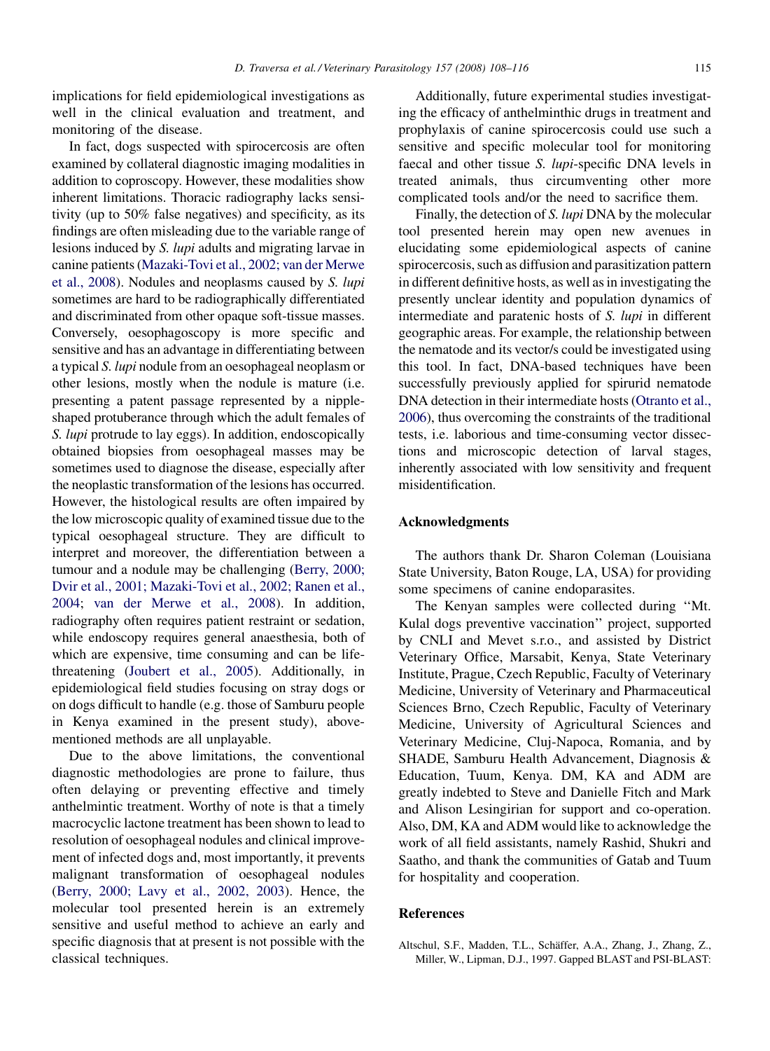implications for field epidemiological investigations as well in the clinical evaluation and treatment, and monitoring of the disease.

In fact, dogs suspected with spirocercosis are often examined by collateral diagnostic imaging modalities in addition to coproscopy. However, these modalities show inherent limitations. Thoracic radiography lacks sensitivity (up to 50% false negatives) and specificity, as its findings are often misleading due to the variable range of lesions induced by *S. lupi* adults and migrating larvae in canine patients (Mazaki-Tovi et al., 2002; van der Merwe et al., 2008). Nodules and neoplasms caused by *S. lupi* sometimes are hard to be radiographically differentiated and discriminated from other opaque soft-tissue masses. Conversely, oesophagoscopy is more specific and sensitive and has an advantage in differentiating between a typical *S. lupi* nodule from an oesophageal neoplasm or other lesions, mostly when the nodule is mature (i.e. presenting a patent passage represented by a nipple-shaped protuberance through which the adult females of *S. lupi* protrude to lay eggs). In addition, endoscopically obtained biopsies from oesophageal masses may be sometimes used to diagnose the disease, especially after the neoplastic transformation of the lesions has occurred. However, the histological results are often impaired by the low microscopic quality of examined tissue due to the typical oesophageal structure. They are difficult to interpret and moreover, the differentiation between a tumour and a nodule may be challenging (Berry, 2000; Dvir et al., 2001; Mazaki-Tovi et al., 2002; Ranen et al., 2004; van der Merwe et al., 2008). In addition, radiography often requires patient restraint or sedation, while endoscopy requires general anaesthesia, both of which are expensive, time consuming and can be life-threatening (Joubert et al., 2005). Additionally, in epidemiological field studies focusing on stray dogs or on dogs difficult to handle (e.g. those of Samburu people in Kenya examined in the present study), above-mentioned methods are all unplayable.

Due to the above limitations, the conventional diagnostic methodologies are prone to failure, thus often delaying or preventing effective and timely anthelmintic treatment. Worthy of note is that a timely macrocyclic lactone treatment has been shown to lead to resolution of oesophageal nodules and clinical improvement of infected dogs and, most importantly, it prevents malignant transformation of oesophageal nodules (Berry, 2000; Lavy et al., 2002, 2003). Hence, the molecular tool presented herein is an extremely sensitive and useful method to achieve an early and specific diagnosis that at present is not possible with the classical techniques.

Additionally, future experimental studies investigating the efficacy of anthelminthic drugs in treatment and prophylaxis of canine spirocercosis could use such a sensitive and specific molecular tool for monitoring faecal and other tissue *S. lupi*-specific DNA levels in treated animals, thus circumventing other more complicated tools and/or the need to sacrifice them.

Finally, the detection of *S. lupi* DNA by the molecular tool presented herein may open new avenues in elucidating some epidemiological aspects of canine spirocercosis, such as diffusion and parasitization pattern in different definitive hosts, as well as in investigating the presently unclear identity and population dynamics of intermediate and paratenic hosts of *S. lupi* in different geographic areas. For example, the relationship between the nematode and its vector/s could be investigated using this tool. In fact, DNA-based techniques have been successfully previously applied for spirurid nematode DNA detection in their intermediate hosts (Otranto et al., 2006), thus overcoming the constraints of the traditional tests, i.e. laborious and time-consuming vector dissections and microscopic detection of larval stages, inherently associated with low sensitivity and frequent misidentification.

## Acknowledgments

The authors thank Dr. Sharon Coleman (Louisiana State University, Baton Rouge, LA, USA) for providing some specimens of canine endoparasites.

The Kenyan samples were collected during ''Mt. Kulal dogs preventive vaccination'' project, supported by CNLI and Mevet s.r.o., and assisted by District Veterinary Office, Marsabit, Kenya, State Veterinary Institute, Prague, Czech Republic, Faculty of Veterinary Medicine, University of Veterinary and Pharmaceutical Sciences Brno, Czech Republic, Faculty of Veterinary Medicine, University of Agricultural Sciences and Veterinary Medicine, Cluj-Napoca, Romania, and by SHADE, Samburu Health Advancement, Diagnosis & Education, Tuum, Kenya. DM, KA and ADM are greatly indebted to Steve and Danielle Fitch and Mark and Alison Lesingirian for support and co-operation. Also, DM, KA and ADM would like to acknowledge the work of all field assistants, namely Rashid, Shukri and Saatho, and thank the communities of Gatab and Tuum for hospitality and cooperation.

## References

Altschul, S.F., Madden, T.L., Schäffer, A.A., Zhang, J., Zhang, Z., Miller, W., Lipman, D.J., 1997. Gapped BLAST and PSI-BLAST: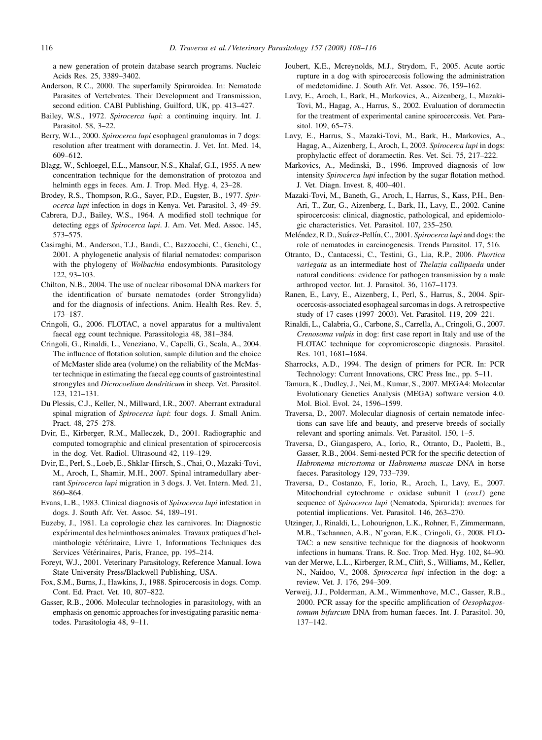a new generation of protein database search programs. Nucleic Acids Res. 25, 3389–3402.

Anderson, R.C., 2000. The superfamily Spiruroidea. In: Nematode Parasites of Vertebrates. Their Development and Transmission, second edition. CABI Publishing, Guilford, UK, pp. 413–427.

Bailey, W.S., 1972. *Spirocerca lupi*: a continuing inquiry. Int. J. Parasitol. 58, 3–22.

Berry, W.L., 2000. *Spirocerca lupi* esophageal granulomas in 7 dogs: resolution after treatment with doramectin. J. Vet. Int. Med. 14, 609–612.

Blagg, W., Schloegel, E.L., Mansour, N.S., Khalaf, G.I., 1955. A new concentration technique for the demonstration of protozoa and helminth eggs in feces. Am. J. Trop. Med. Hyg. 4, 23–28.

Brodey, R.S., Thompson, R.G., Sayer, P.D., Eugster, B., 1977. *Spirocerca lupi* infection in dogs in Kenya. Vet. Parasitol. 3, 49–59.

Cabrera, D.J., Bailey, W.S., 1964. A modified stoll technique for detecting eggs of *Spirocerca lupi*. J. Am. Vet. Med. Assoc. 145, 573–575.

Casiraghi, M., Anderson, T.J., Bandi, C., Bazzocchi, C., Genchi, C., 2001. A phylogenetic analysis of filarial nematodes: comparison with the phylogeny of *Wolbachia* endosymbionts. Parasitology 122, 93–103.

Chilton, N.B., 2004. The use of nuclear ribosomal DNA markers for the identification of bursate nematodes (order Strongylida) and for the diagnosis of infections. Anim. Health Res. Rev. 5, 173–187.

Cringoli, G., 2006. FLOTAC, a novel apparatus for a multivalent faecal egg count technique. Parassitologia 48, 381–384.

Cringoli, G., Rinaldi, L., Veneziano, V., Capelli, G., Scala, A., 2004. The influence of flotation solution, sample dilution and the choice of McMaster slide area (volume) on the reliability of the McMaster technique in estimating the faecal egg counts of gastrointestinal strongyles and *Dicrocoelium dendriticum* in sheep. Vet. Parasitol. 123, 121–131.

Du Plessis, C.J., Keller, N., Millward, I.R., 2007. Aberrant extradural spinal migration of *Spirocerca lupi*: four dogs. J. Small Anim. Pract. 48, 275–278.

Dvir, E., Kirberger, R.M., Malleczek, D., 2001. Radiographic and computed tomographic and clinical presentation of spirocercosis in the dog. Vet. Radiol. Ultrasound 42, 119–129.

Dvir, E., Perl, S., Loeb, E., Shklar-Hirsch, S., Chai, O., Mazaki-Tovi, M., Aroch, I., Shamir, M.H., 2007. Spinal intramedullary aberrant *Spirocerca lupi* migration in 3 dogs. J. Vet. Intern. Med. 21, 860–864.

Evans, L.B., 1983. Clinical diagnosis of *Spirocerca lupi* infestation in dogs. J. South Afr. Vet. Assoc. 54, 189–191.

Euzeby, J., 1981. La coprologie chez les carnivores. In: Diagnostic expérimental des helminthoses animales. Travaux pratiques d'helminthologie vétérinaire, Livre 1, Informations Techniques des Services Vétérinaires, Paris, France, pp. 195–214.

Foreyt, W.J., 2001. Veterinary Parasitology, Reference Manual. Iowa State University Press/Blackwell Publishing, USA.

Fox, S.M., Burns, J., Hawkins, J., 1988. Spirocercosis in dogs. Comp. Cont. Ed. Pract. Vet. 10, 807–822.

Gasser, R.B., 2006. Molecular technologies in parasitology, with an emphasis on genomic approaches for investigating parasitic nematodes. Parasitologia 48, 9–11.

Joubert, K.E., Mcreynolds, M.J., Strydom, F., 2005. Acute aortic rupture in a dog with spirocercosis following the administration of medetomidine. J. South Afr. Vet. Assoc. 76, 159–162.

Lavy, E., Aroch, I., Bark, H., Markovics, A., Aizenberg, I., Mazaki-Tovi, M., Hagag, A., Harrus, S., 2002. Evaluation of doramectin for the treatment of experimental canine spirocercosis. Vet. Parasitol. 109, 65–73.

Lavy, E., Harrus, S., Mazaki-Tovi, M., Bark, H., Markovics, A., Hagag, A., Aizenberg, I., Aroch, I., 2003. *Spirocerca lupi* in dogs: prophylactic effect of doramectin. Res. Vet. Sci. 75, 217–222.

Markovics, A., Medinski, B., 1996. Improved diagnosis of low intensity *Spirocerca lupi* infection by the sugar flotation method. J. Vet. Diagn. Invest. 8, 400–401.

Mazaki-Tovi, M., Baneth, G., Aroch, I., Harrus, S., Kass, P.H., Ben-Ari, T., Zur, G., Aizenberg, I., Bark, H., Lavy, E., 2002. Canine spirocercosis: clinical, diagnostic, pathological, and epidemiologic characteristics. Vet. Parasitol. 107, 235–250.

Meléndez, R.D., Suárez-Pellín, C., 2001. *Spirocerca lupi* and dogs: the role of nematodes in carcinogenesis. Trends Parasitol. 17, 516.

Otranto, D., Cantacessi, C., Testini, G., Lia, R.P., 2006. *Phortica variegata* as an intermediate host of *Thelazia callipaeda* under natural conditions: evidence for pathogen transmission by a male arthropod vector. Int. J. Parasitol. 36, 1167–1173.

Ranen, E., Lavy, E., Aizenberg, I., Perl, S., Harrus, S., 2004. Spirocercosis-associated esophageal sarcomas in dogs. A retrospective study of 17 cases (1997–2003). Vet. Parasitol. 119, 209–221.

Rinaldi, L., Calabria, G., Carbone, S., Carrella, A., Cringoli, G., 2007. *Crenosoma vulpis* in dog: first case report in Italy and use of the FLOTAC technique for copromicroscopic diagnosis. Parasitol. Res. 101, 1681–1684.

Sharrocks, A.D., 1994. The design of primers for PCR. In: PCR Technology: Current Innovations, CRC Press Inc., pp. 5–11.

Tamura, K., Dudley, J., Nei, M., Kumar, S., 2007. MEGA4: Molecular Evolutionary Genetics Analysis (MEGA) software version 4.0. Mol. Biol. Evol. 24, 1596–1599.

Traversa, D., 2007. Molecular diagnosis of certain nematode infections can save life and beauty, and preserve breeds of socially relevant and sporting animals. Vet. Parasitol. 150, 1–5.

Traversa, D., Giangaspero, A., Iorio, R., Otranto, D., Paoletti, B., Gasser, R.B., 2004. Semi-nested PCR for the specific detection of *Habronema microstoma* or *Habronema muscae* DNA in horse faeces. Parasitology 129, 733–739.

Traversa, D., Costanzo, F., Iorio, R., Aroch, I., Lavy, E., 2007. Mitochondrial cytochrome *c* oxidase subunit 1 (*cox1*) gene sequence of *Spirocerca lupi* (Nematoda, Spirurida): avenues for potential implications. Vet. Parasitol. 146, 263–270.

Utzinger, J., Rinaldi, L., Lohourignon, L.K., Rohner, F., Zimmermann, M.B., Tschannen, A.B., N'goran, E.K., Cringoli, G., 2008. FLOTAC: a new sensitive technique for the diagnosis of hookworm infections in humans. Trans. R. Soc. Trop. Med. Hyg. 102, 84–90.

van der Merwe, L.L., Kirberger, R.M., Clift, S., Williams, M., Keller, N., Naidoo, V., 2008. *Spirocerca lupi* infection in the dog: a review. Vet. J. 176, 294–309.

Verweij, J.J., Polderman, A.M., Wimmenhove, M.C., Gasser, R.B., 2000. PCR assay for the specific amplification of *Oesophagostomum bifurcum* DNA from human faeces. Int. J. Parasitol. 30, 137–142.